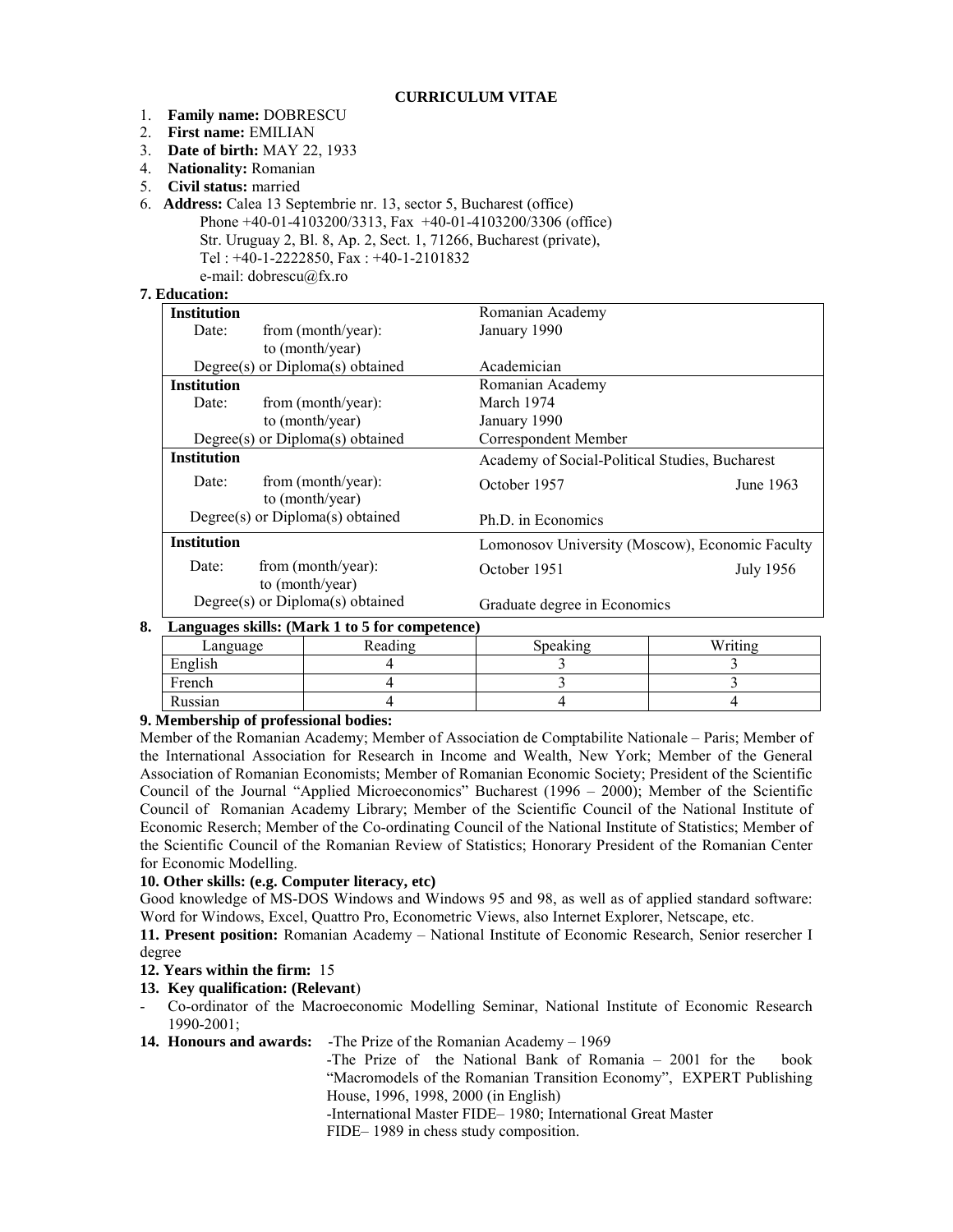# CURRICULUM VITAE

1. **Family name:** DOBRESCU
2. **First name:** EMILIAN
3. **Date of birth:** MAY 22, 1933
4. **Nationality:** Romanian
5. **Civil status:** married
6. **Address:** Calea 13 Septembrie nr. 13, sector 5, Bucharest (office)
   Phone +40-01-4103200/3313, Fax +40-01-4103200/3306 (office)
   Str. Uruguay 2, Bl. 8, Ap. 2, Sect. 1, 71266, Bucharest (private),
   Tel : +40-1-2222850, Fax : +40-1-2101832
   e-mail: dobrescu@fx.ro

**7. Education:**

| | | |
|---|---|---|
| **Institution** | Romanian Academy | |
| Date: from (month/year): | January 1990 | |
| to (month/year) | | |
| Degree(s) or Diploma(s) obtained | Academician | |
| **Institution** | Romanian Academy | |
| Date: from (month/year): | March 1974 | |
| to (month/year) | January 1990 | |
| Degree(s) or Diploma(s) obtained | Correspondent Member | |
| **Institution** | Academy of Social-Political Studies, Bucharest | |
| Date: from (month/year): to (month/year) | October 1957 | June 1963 |
| Degree(s) or Diploma(s) obtained | Ph.D. in Economics | |
| **Institution** | Lomonosov University (Moscow), Economic Faculty | |
| Date: from (month/year): to (month/year) | October 1951 | July 1956 |
| Degree(s) or Diploma(s) obtained | Graduate degree in Economics | |

**8. Languages skills: (Mark 1 to 5 for competence)**

| Language | Reading | Speaking | Writing |
|---|---|---|---|
| English | 4 | 3 | 3 |
| French | 4 | 3 | 3 |
| Russian | 4 | 4 | 4 |

**9. Membership of professional bodies:**

Member of the Romanian Academy; Member of Association de Comptabilite Nationale – Paris; Member of the International Association for Research in Income and Wealth, New York; Member of the General Association of Romanian Economists; Member of Romanian Economic Society; President of the Scientific Council of the Journal "Applied Microeconomics" Bucharest (1996 – 2000); Member of the Scientific Council of Romanian Academy Library; Member of the Scientific Council of the National Institute of Economic Reserch; Member of the Co-ordinating Council of the National Institute of Statistics; Member of the Scientific Council of the Romanian Review of Statistics; Honorary President of the Romanian Center for Economic Modelling.

**10. Other skills: (e.g. Computer literacy, etc)**

Good knowledge of MS-DOS Windows and Windows 95 and 98, as well as of applied standard software: Word for Windows, Excel, Quattro Pro, Econometric Views, also Internet Explorer, Netscape, etc.

**11. Present position:** Romanian Academy – National Institute of Economic Research, Senior resercher I degree

**12. Years within the firm:** 15

**13. Key qualification: (Relevant)**

- Co-ordinator of the Macroeconomic Modelling Seminar, National Institute of Economic Research 1990-2001;

**14. Honours and awards:**
- The Prize of the Romanian Academy – 1969
- The Prize of the National Bank of Romania – 2001 for the book "Macromodels of the Romanian Transition Economy", EXPERT Publishing House, 1996, 1998, 2000 (in English)
- International Master FIDE– 1980; International Great Master FIDE– 1989 in chess study composition.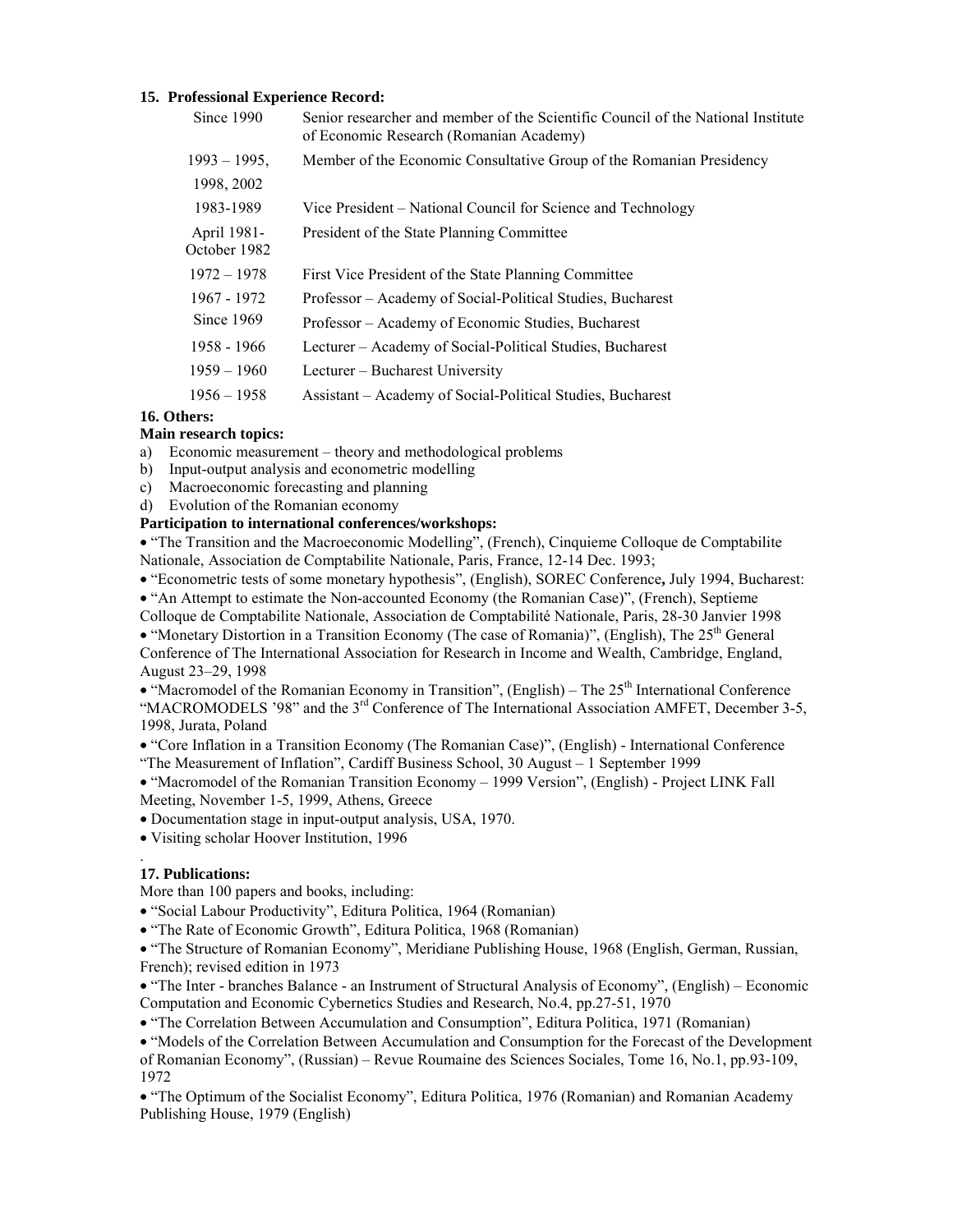**15. Professional Experience Record:**

| | |
|---|---|
| Since 1990 | Senior researcher and member of the Scientific Council of the National Institute of Economic Research (Romanian Academy) |
| 1993 – 1995, 1998, 2002 | Member of the Economic Consultative Group of the Romanian Presidency |
| 1983-1989 | Vice President – National Council for Science and Technology |
| April 1981- October 1982 | President of the State Planning Committee |
| 1972 – 1978 | First Vice President of the State Planning Committee |
| 1967 - 1972 | Professor – Academy of Social-Political Studies, Bucharest |
| Since 1969 | Professor – Academy of Economic Studies, Bucharest |
| 1958 - 1966 | Lecturer – Academy of Social-Political Studies, Bucharest |
| 1959 – 1960 | Lecturer – Bucharest University |
| 1956 – 1958 | Assistant – Academy of Social-Political Studies, Bucharest |

**16. Others:**

**Main research topics:**

a) Economic measurement – theory and methodological problems
b) Input-output analysis and econometric modelling
c) Macroeconomic forecasting and planning
d) Evolution of the Romanian economy

**Participation to international conferences/workshops:**

- "The Transition and the Macroeconomic Modelling", (French), Cinquieme Colloque de Comptabilite Nationale, Association de Comptabilite Nationale, Paris, France, 12-14 Dec. 1993;
- "Econometric tests of some monetary hypothesis", (English), SOREC Conference**,** July 1994, Bucharest:
- "An Attempt to estimate the Non-accounted Economy (the Romanian Case)", (French), Septieme Colloque de Comptabilite Nationale, Association de Comptabilité Nationale, Paris, 28-30 Janvier 1998
- "Monetary Distortion in a Transition Economy (The case of Romania)", (English), The 25th General Conference of The International Association for Research in Income and Wealth, Cambridge, England, August 23–29, 1998
- "Macromodel of the Romanian Economy in Transition", (English) – The 25th International Conference "MACROMODELS '98" and the 3rd Conference of The International Association AMFET, December 3-5, 1998, Jurata, Poland
- "Core Inflation in a Transition Economy (The Romanian Case)", (English) - International Conference "The Measurement of Inflation", Cardiff Business School, 30 August – 1 September 1999
- "Macromodel of the Romanian Transition Economy – 1999 Version", (English) - Project LINK Fall Meeting, November 1-5, 1999, Athens, Greece
- Documentation stage in input-output analysis, USA, 1970.
- Visiting scholar Hoover Institution, 1996

.

**17. Publications:**

More than 100 papers and books, including:

- "Social Labour Productivity", Editura Politica, 1964 (Romanian)
- "The Rate of Economic Growth", Editura Politica, 1968 (Romanian)
- "The Structure of Romanian Economy", Meridiane Publishing House, 1968 (English, German, Russian, French); revised edition in 1973
- "The Inter - branches Balance - an Instrument of Structural Analysis of Economy", (English) – Economic Computation and Economic Cybernetics Studies and Research, No.4, pp.27-51, 1970
- "The Correlation Between Accumulation and Consumption", Editura Politica, 1971 (Romanian)
- "Models of the Correlation Between Accumulation and Consumption for the Forecast of the Development of Romanian Economy", (Russian) – Revue Roumaine des Sciences Sociales, Tome 16, No.1, pp.93-109, 1972
- "The Optimum of the Socialist Economy", Editura Politica, 1976 (Romanian) and Romanian Academy Publishing House, 1979 (English)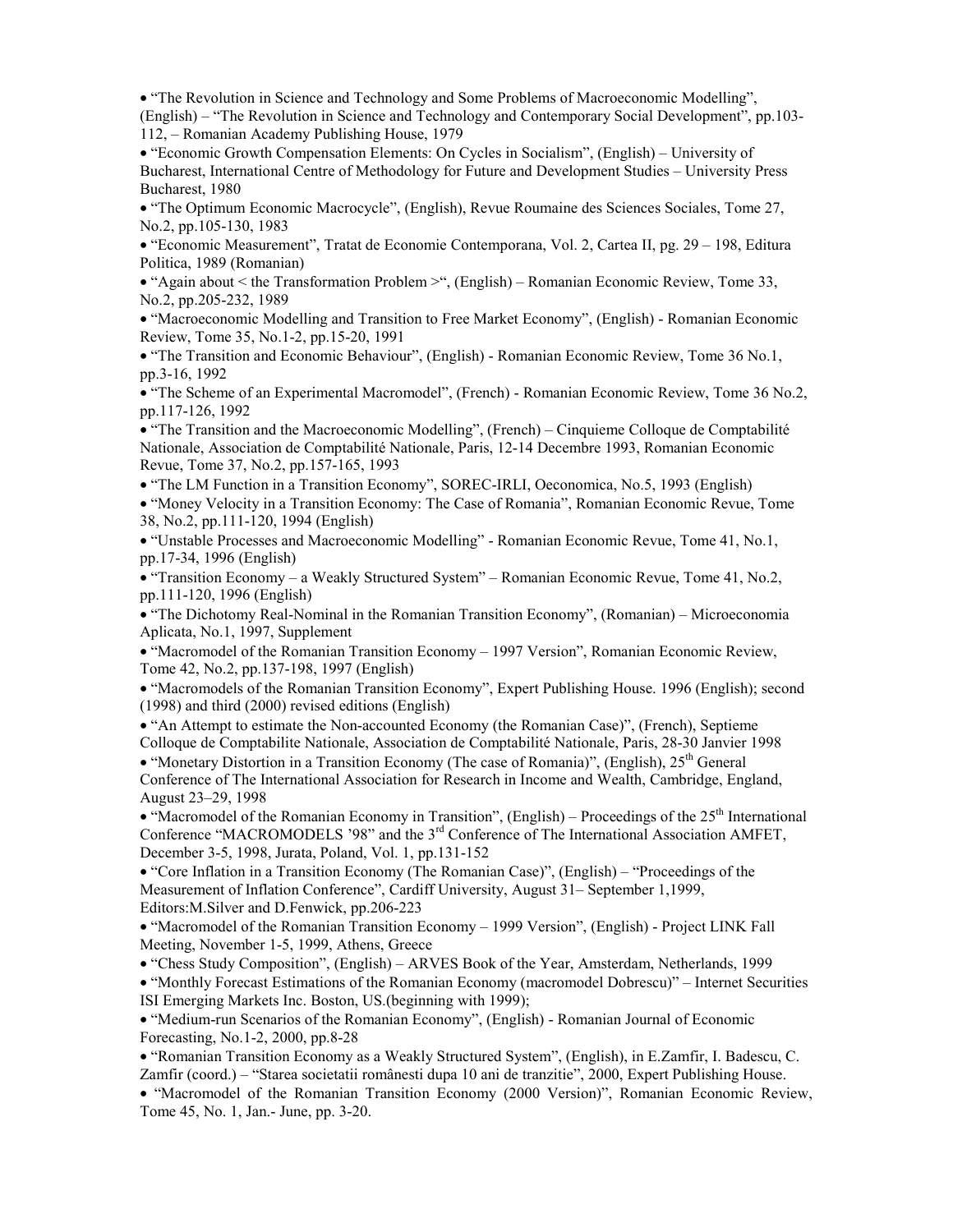- “The Revolution in Science and Technology and Some Problems of Macroeconomic Modelling”, (English) – “The Revolution in Science and Technology and Contemporary Social Development”, pp.103-112, – Romanian Academy Publishing House, 1979
- “Economic Growth Compensation Elements: On Cycles in Socialism”, (English) – University of Bucharest, International Centre of Methodology for Future and Development Studies – University Press Bucharest, 1980
- “The Optimum Economic Macrocycle”, (English), Revue Roumaine des Sciences Sociales, Tome 27, No.2, pp.105-130, 1983
- “Economic Measurement”, Tratat de Economie Contemporana, Vol. 2, Cartea II, pg. 29 – 198, Editura Politica, 1989 (Romanian)
- “Again about < the Transformation Problem >“, (English) – Romanian Economic Review, Tome 33, No.2, pp.205-232, 1989
- “Macroeconomic Modelling and Transition to Free Market Economy”, (English) - Romanian Economic Review, Tome 35, No.1-2, pp.15-20, 1991
- “The Transition and Economic Behaviour”, (English) - Romanian Economic Review, Tome 36 No.1, pp.3-16, 1992
- “The Scheme of an Experimental Macromodel”, (French) - Romanian Economic Review, Tome 36 No.2, pp.117-126, 1992
- “The Transition and the Macroeconomic Modelling”, (French) – Cinquieme Colloque de Comptabilité Nationale, Association de Comptabilité Nationale, Paris, 12-14 Decembre 1993, Romanian Economic Revue, Tome 37, No.2, pp.157-165, 1993
- “The LM Function in a Transition Economy”, SOREC-IRLI, Oeconomica, No.5, 1993 (English)
- “Money Velocity in a Transition Economy: The Case of Romania”, Romanian Economic Revue, Tome 38, No.2, pp.111-120, 1994 (English)
- “Unstable Processes and Macroeconomic Modelling” - Romanian Economic Revue, Tome 41, No.1, pp.17-34, 1996 (English)
- “Transition Economy – a Weakly Structured System” – Romanian Economic Revue, Tome 41, No.2, pp.111-120, 1996 (English)
- “The Dichotomy Real-Nominal in the Romanian Transition Economy”, (Romanian) – Microeconomia Aplicata, No.1, 1997, Supplement
- “Macromodel of the Romanian Transition Economy – 1997 Version”, Romanian Economic Review, Tome 42, No.2, pp.137-198, 1997 (English)
- “Macromodels of the Romanian Transition Economy”, Expert Publishing House. 1996 (English); second (1998) and third (2000) revised editions (English)
- “An Attempt to estimate the Non-accounted Economy (the Romanian Case)”, (French), Septieme Colloque de Comptabilite Nationale, Association de Comptabilité Nationale, Paris, 28-30 Janvier 1998
- “Monetary Distortion in a Transition Economy (The case of Romania)”, (English), 25th General Conference of The International Association for Research in Income and Wealth, Cambridge, England, August 23–29, 1998
- “Macromodel of the Romanian Economy in Transition”, (English) – Proceedings of the 25th International Conference “MACROMODELS ’98” and the 3rd Conference of The International Association AMFET, December 3-5, 1998, Jurata, Poland, Vol. 1, pp.131-152
- “Core Inflation in a Transition Economy (The Romanian Case)”, (English) – “Proceedings of the Measurement of Inflation Conference”, Cardiff University, August 31– September 1,1999, Editors:M.Silver and D.Fenwick, pp.206-223
- “Macromodel of the Romanian Transition Economy – 1999 Version”, (English) - Project LINK Fall Meeting, November 1-5, 1999, Athens, Greece
- “Chess Study Composition”, (English) – ARVES Book of the Year, Amsterdam, Netherlands, 1999
- “Monthly Forecast Estimations of the Romanian Economy (macromodel Dobrescu)” – Internet Securities ISI Emerging Markets Inc. Boston, US.(beginning with 1999);
- “Medium-run Scenarios of the Romanian Economy”, (English) - Romanian Journal of Economic Forecasting, No.1-2, 2000, pp.8-28
- “Romanian Transition Economy as a Weakly Structured System”, (English), in E.Zamfir, I. Badescu, C. Zamfir (coord.) – “Starea societatii românesti dupa 10 ani de tranzitie”, 2000, Expert Publishing House.
- “Macromodel of the Romanian Transition Economy (2000 Version)”, Romanian Economic Review, Tome 45, No. 1, Jan.- June, pp. 3-20.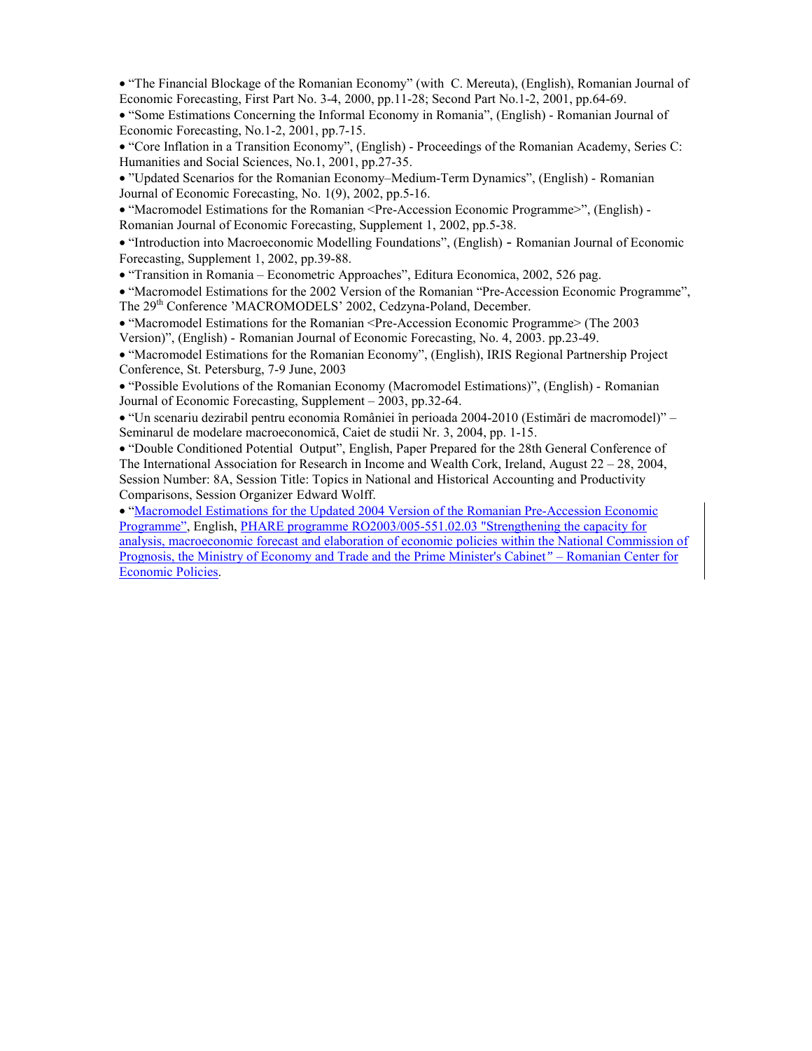- “The Financial Blockage of the Romanian Economy” (with C. Mereuta), (English), Romanian Journal of Economic Forecasting, First Part No. 3-4, 2000, pp.11-28; Second Part No.1-2, 2001, pp.64-69.
- “Some Estimations Concerning the Informal Economy in Romania”, (English) - Romanian Journal of Economic Forecasting, No.1-2, 2001, pp.7-15.
- “Core Inflation in a Transition Economy”, (English) - Proceedings of the Romanian Academy, Series C: Humanities and Social Sciences, No.1, 2001, pp.27-35.
- ”Updated Scenarios for the Romanian Economy–Medium-Term Dynamics”, (English) - Romanian Journal of Economic Forecasting, No. 1(9), 2002, pp.5-16.
- “Macromodel Estimations for the Romanian <Pre-Accession Economic Programme>”, (English) - Romanian Journal of Economic Forecasting, Supplement 1, 2002, pp.5-38.
- “Introduction into Macroeconomic Modelling Foundations”, (English) - Romanian Journal of Economic Forecasting, Supplement 1, 2002, pp.39-88.
- “Transition in Romania – Econometric Approaches”, Editura Economica, 2002, 526 pag.
- “Macromodel Estimations for the 2002 Version of the Romanian “Pre-Accession Economic Programme”, The 29th Conference ’MACROMODELS’ 2002, Cedzyna-Poland, December.
- “Macromodel Estimations for the Romanian <Pre-Accession Economic Programme> (The 2003 Version)”, (English) - Romanian Journal of Economic Forecasting, No. 4, 2003. pp.23-49.
- “Macromodel Estimations for the Romanian Economy”, (English), IRIS Regional Partnership Project Conference, St. Petersburg, 7-9 June, 2003
- “Possible Evolutions of the Romanian Economy (Macromodel Estimations)”, (English) - Romanian Journal of Economic Forecasting, Supplement – 2003, pp.32-64.
- “Un scenariu dezirabil pentru economia României în perioada 2004-2010 (Estimări de macromodel)” – Seminarul de modelare macroeconomică, Caiet de studii Nr. 3, 2004, pp. 1-15.
- “Double Conditioned Potential Output”, English, Paper Prepared for the 28th General Conference of The International Association for Research in Income and Wealth Cork, Ireland, August 22 – 28, 2004, Session Number: 8A, Session Title: Topics in National and Historical Accounting and Productivity Comparisons, Session Organizer Edward Wolff.
- “Macromodel Estimations for the Updated 2004 Version of the Romanian Pre-Accession Economic Programme”, English, PHARE programme RO2003/005-551.02.03 "Strengthening the capacity for analysis, macroeconomic forecast and elaboration of economic policies within the National Commission of Prognosis, the Ministry of Economy and Trade and the Prime Minister's Cabinet” – Romanian Center for Economic Policies.